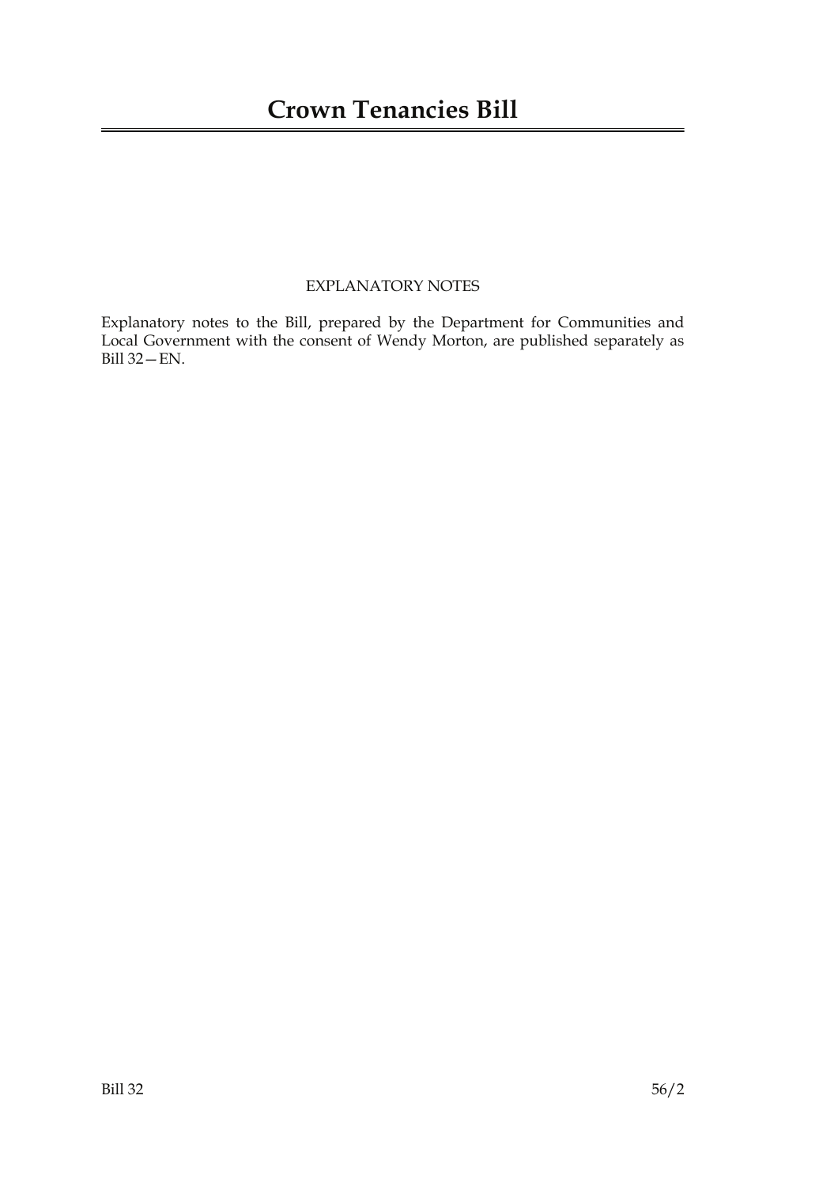# Crown Tenancies Bill

EXPLANATORY NOTES

Explanatory notes to the Bill, prepared by the Department for Communities and Local Government with the consent of Wendy Morton, are published separately as Bill 32—EN.

Bill 32 56/2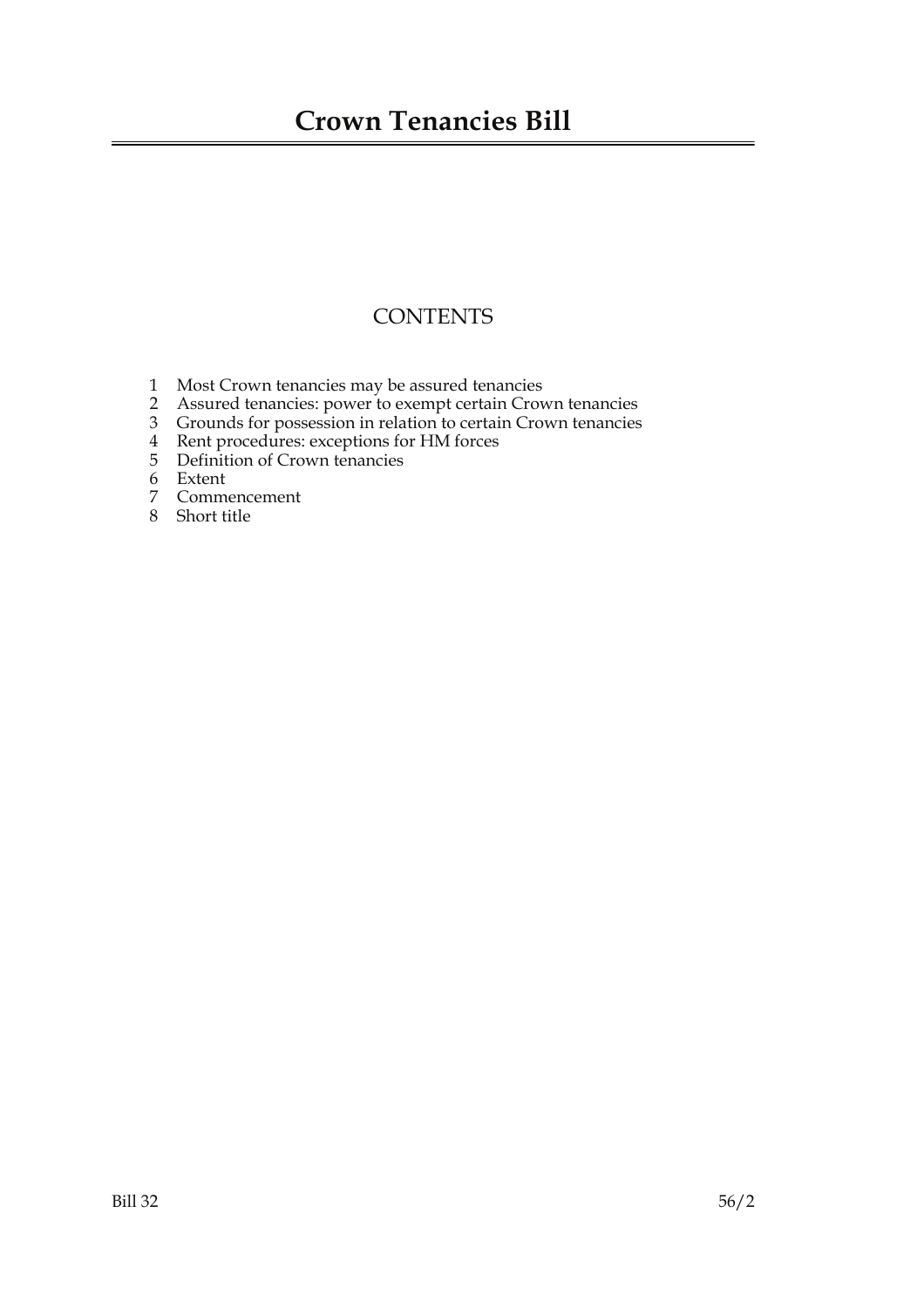# Crown Tenancies Bill

## CONTENTS

1 Most Crown tenancies may be assured tenancies
2 Assured tenancies: power to exempt certain Crown tenancies
3 Grounds for possession in relation to certain Crown tenancies
4 Rent procedures: exceptions for HM forces
5 Definition of Crown tenancies
6 Extent
7 Commencement
8 Short title

Bill 32 56/2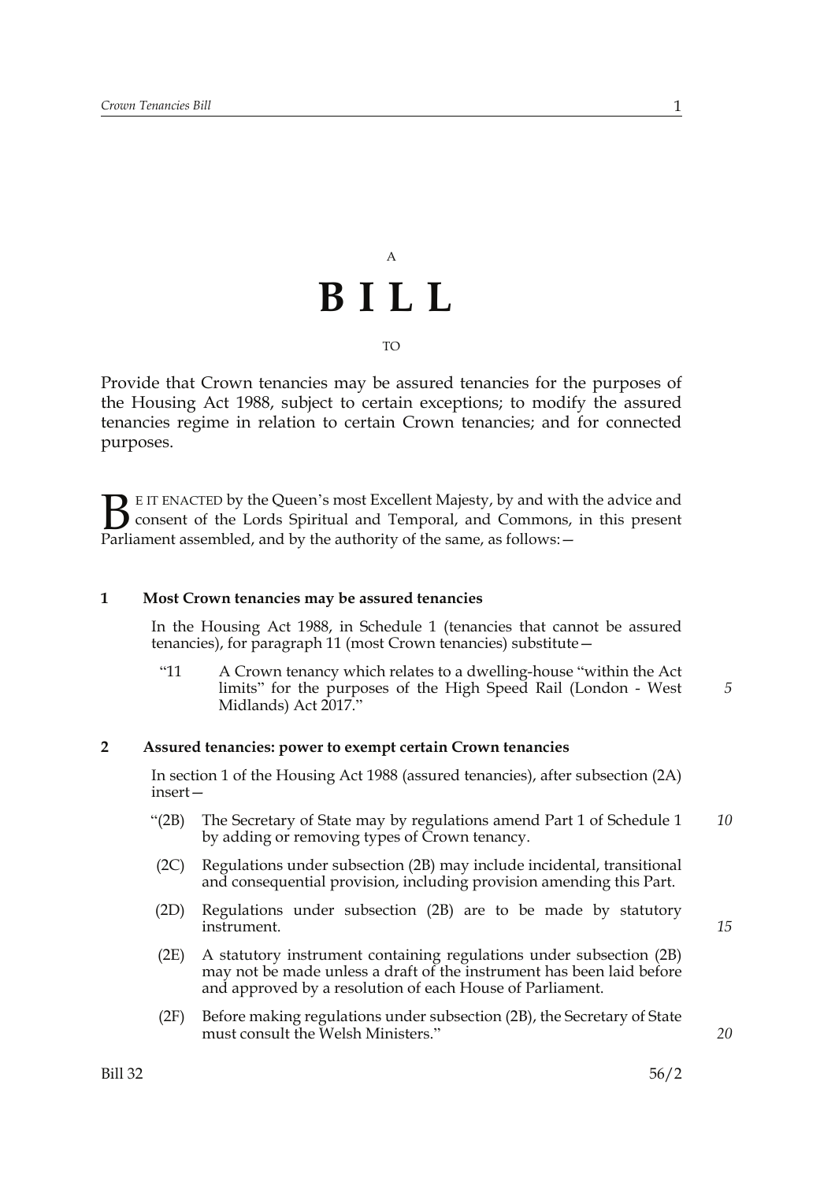A

# BILL

TO

Provide that Crown tenancies may be assured tenancies for the purposes of the Housing Act 1988, subject to certain exceptions; to modify the assured tenancies regime in relation to certain Crown tenancies; and for connected purposes.

BE IT ENACTED by the Queen's most Excellent Majesty, by and with the advice and consent of the Lords Spiritual and Temporal, and Commons, in this present Parliament assembled, and by the authority of the same, as follows:—

## 1 Most Crown tenancies may be assured tenancies

In the Housing Act 1988, in Schedule 1 (tenancies that cannot be assured tenancies), for paragraph 11 (most Crown tenancies) substitute—

"11 A Crown tenancy which relates to a dwelling-house "within the Act limits" for the purposes of the High Speed Rail (London - West Midlands) Act 2017."

## 2 Assured tenancies: power to exempt certain Crown tenancies

In section 1 of the Housing Act 1988 (assured tenancies), after subsection (2A) insert—

"(2B) The Secretary of State may by regulations amend Part 1 of Schedule 1 by adding or removing types of Crown tenancy.

(2C) Regulations under subsection (2B) may include incidental, transitional and consequential provision, including provision amending this Part.

(2D) Regulations under subsection (2B) are to be made by statutory instrument.

(2E) A statutory instrument containing regulations under subsection (2B) may not be made unless a draft of the instrument has been laid before and approved by a resolution of each House of Parliament.

(2F) Before making regulations under subsection (2B), the Secretary of State must consult the Welsh Ministers."

Bill 32 56/2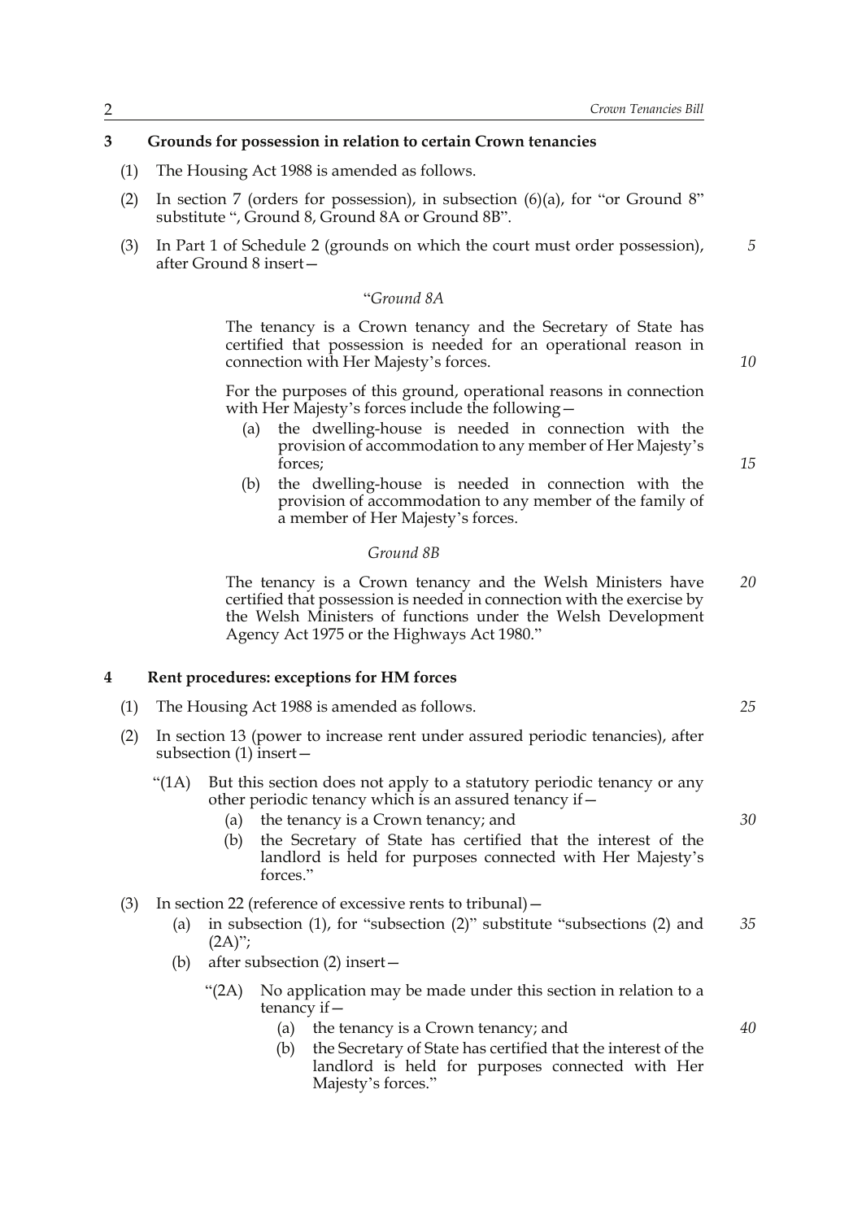## 3 Grounds for possession in relation to certain Crown tenancies

(1) The Housing Act 1988 is amended as follows.

(2) In section 7 (orders for possession), in subsection (6)(a), for "or Ground 8" substitute ", Ground 8, Ground 8A or Ground 8B".

(3) In Part 1 of Schedule 2 (grounds on which the court must order possession), after Ground 8 insert—

> "*Ground 8A*
>
> The tenancy is a Crown tenancy and the Secretary of State has certified that possession is needed for an operational reason in connection with Her Majesty's forces.
>
> For the purposes of this ground, operational reasons in connection with Her Majesty's forces include the following—
>
> (a) the dwelling-house is needed in connection with the provision of accommodation to any member of Her Majesty's forces;
>
> (b) the dwelling-house is needed in connection with the provision of accommodation to any member of the family of a member of Her Majesty's forces.
>
> *Ground 8B*
>
> The tenancy is a Crown tenancy and the Welsh Ministers have certified that possession is needed in connection with the exercise by the Welsh Ministers of functions under the Welsh Development Agency Act 1975 or the Highways Act 1980."

## 4 Rent procedures: exceptions for HM forces

(1) The Housing Act 1988 is amended as follows.

(2) In section 13 (power to increase rent under assured periodic tenancies), after subsection (1) insert—

> "(1A) But this section does not apply to a statutory periodic tenancy or any other periodic tenancy which is an assured tenancy if—
>
> (a) the tenancy is a Crown tenancy; and
>
> (b) the Secretary of State has certified that the interest of the landlord is held for purposes connected with Her Majesty's forces."

(3) In section 22 (reference of excessive rents to tribunal)—

(a) in subsection (1), for "subsection (2)" substitute "subsections (2) and (2A)";

(b) after subsection (2) insert—

> "(2A) No application may be made under this section in relation to a tenancy if—
>
> (a) the tenancy is a Crown tenancy; and
>
> (b) the Secretary of State has certified that the interest of the landlord is held for purposes connected with Her Majesty's forces."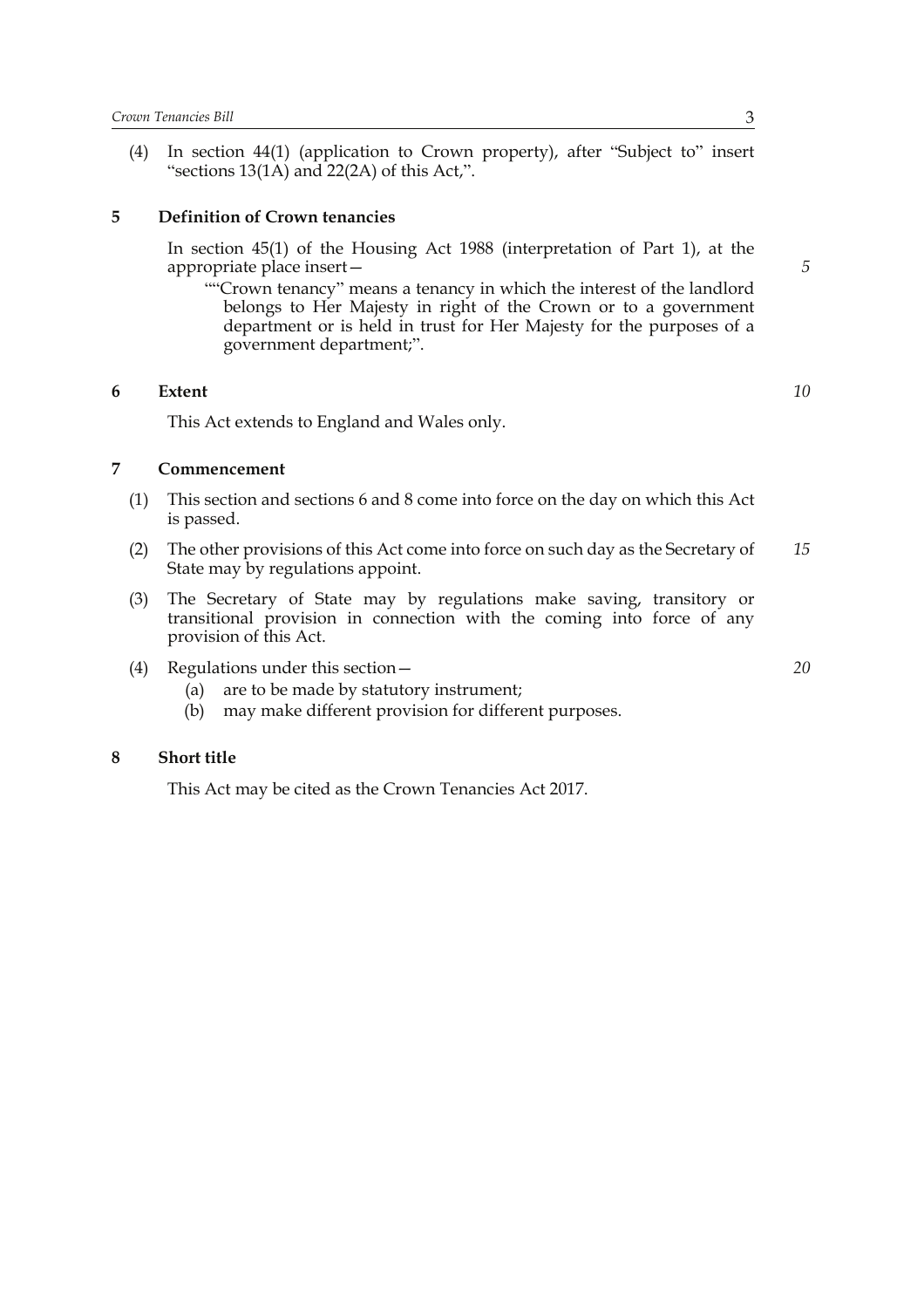(4) In section 44(1) (application to Crown property), after "Subject to" insert "sections 13(1A) and 22(2A) of this Act,".

## 5 Definition of Crown tenancies

In section 45(1) of the Housing Act 1988 (interpretation of Part 1), at the appropriate place insert—

""Crown tenancy" means a tenancy in which the interest of the landlord belongs to Her Majesty in right of the Crown or to a government department or is held in trust for Her Majesty for the purposes of a government department;".

## 6 Extent

This Act extends to England and Wales only.

## 7 Commencement

(1) This section and sections 6 and 8 come into force on the day on which this Act is passed.

(2) The other provisions of this Act come into force on such day as the Secretary of State may by regulations appoint.

(3) The Secretary of State may by regulations make saving, transitory or transitional provision in connection with the coming into force of any provision of this Act.

(4) Regulations under this section—

(a) are to be made by statutory instrument;

(b) may make different provision for different purposes.

## 8 Short title

This Act may be cited as the Crown Tenancies Act 2017.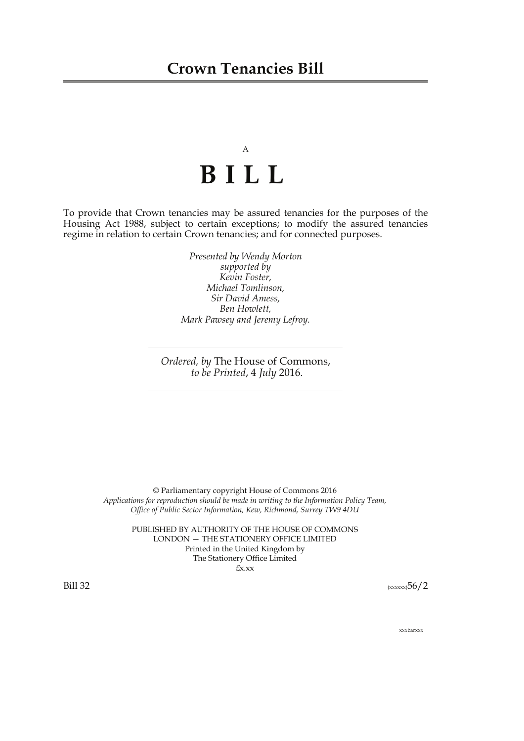# Crown Tenancies Bill

A

# B I L L

To provide that Crown tenancies may be assured tenancies for the purposes of the Housing Act 1988, subject to certain exceptions; to modify the assured tenancies regime in relation to certain Crown tenancies; and for connected purposes.

*Presented by Wendy Morton*
*supported by*
*Kevin Foster,*
*Michael Tomlinson,*
*Sir David Amess,*
*Ben Howlett,*
*Mark Pawsey and Jeremy Lefroy.*

---

*Ordered, by* The House of Commons, *to be Printed*, 4 *July* 2016.

---

© Parliamentary copyright House of Commons 2016
*Applications for reproduction should be made in writing to the Information Policy Team, Office of Public Sector Information, Kew, Richmond, Surrey TW9 4DU*

PUBLISHED BY AUTHORITY OF THE HOUSE OF COMMONS
LONDON — THE STATIONERY OFFICE LIMITED
Printed in the United Kingdom by
The Stationery Office Limited
£x.xx

Bill 32 (xxxxxx)56/2

xxxbarxxx